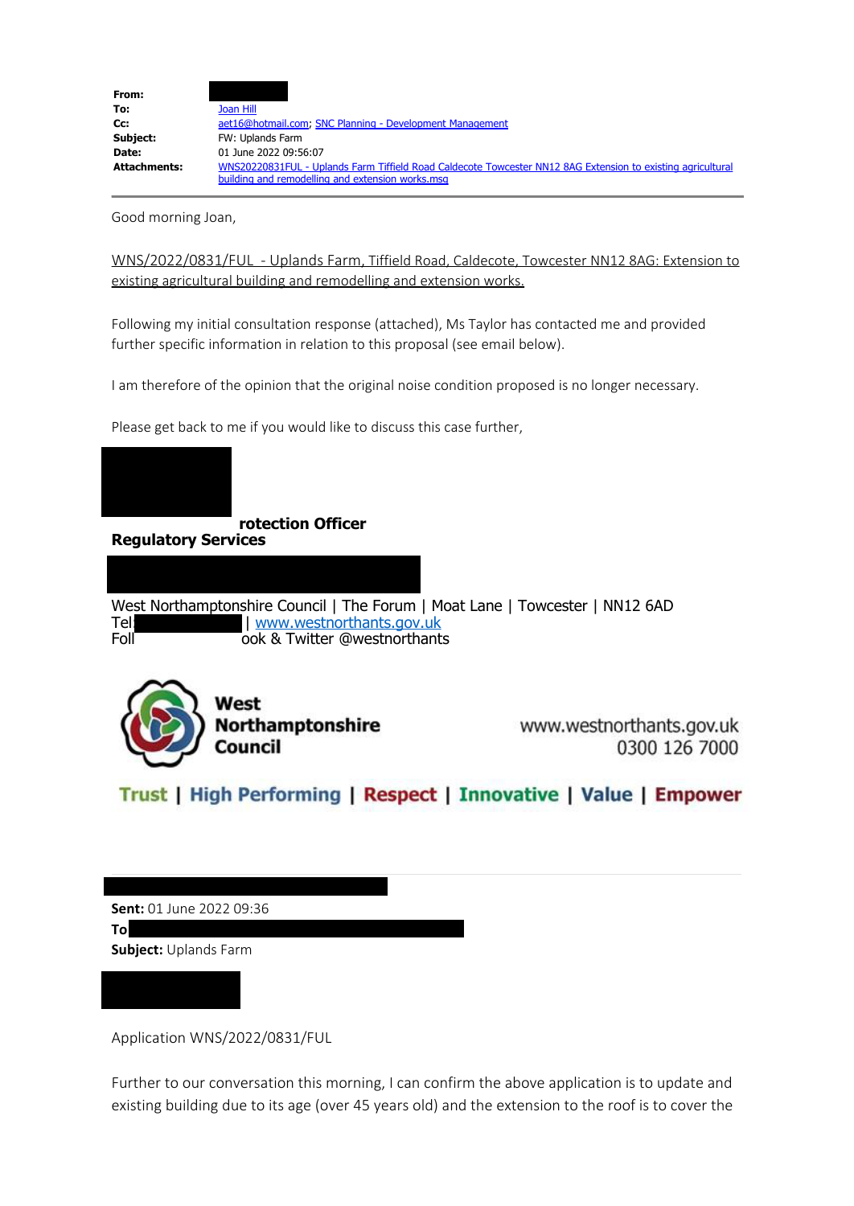**From:**
**To:** Joan Hill
**Cc:** aet16@hotmail.com; SNC Planning - Development Management
**Subject:** FW: Uplands Farm
**Date:** 01 June 2022 09:56:07
**Attachments:** WNS20220831FUL - Uplands Farm Tiffield Road Caldecote Towcester NN12 8AG Extension to existing agricultural building and remodelling and extension works.msg

---

Good morning Joan,

WNS/2022/0831/FUL - Uplands Farm, Tiffield Road, Caldecote, Towcester NN12 8AG: Extension to existing agricultural building and remodelling and extension works.

Following my initial consultation response (attached), Ms Taylor has contacted me and provided further specific information in relation to this proposal (see email below).

I am therefore of the opinion that the original noise condition proposed is no longer necessary.

Please get back to me if you would like to discuss this case further,

**rotection Officer**
**Regulatory Services**

West Northamptonshire Council | The Forum | Moat Lane | Towcester | NN12 6AD
Tel | www.westnorthants.gov.uk
Foll ook & Twitter @westnorthants

West Northamptonshire Council
www.westnorthants.gov.uk
0300 126 7000

Trust | High Performing | Respect | Innovative | Value | Empower

---

**Sent:** 01 June 2022 09:36
**To**
**Subject:** Uplands Farm

Application WNS/2022/0831/FUL

Further to our conversation this morning, I can confirm the above application is to update and existing building due to its age (over 45 years old) and the extension to the roof is to cover the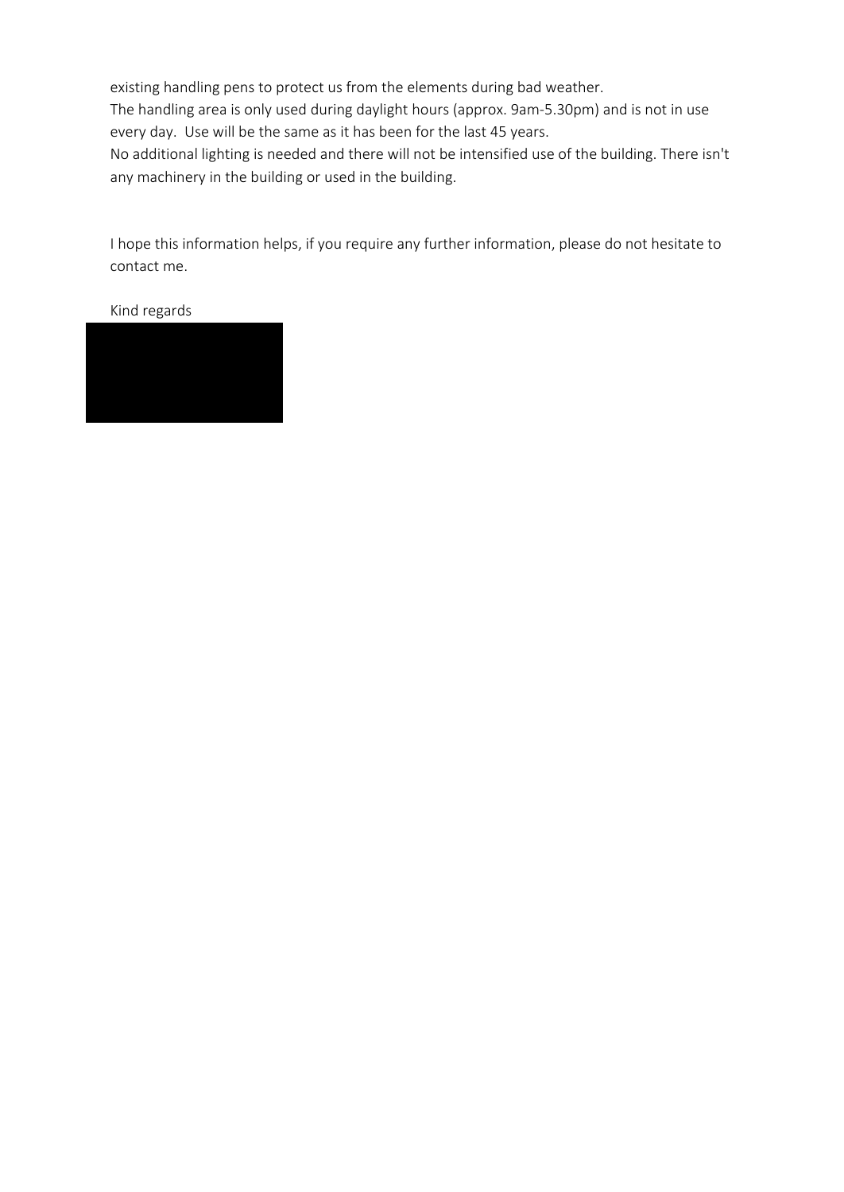existing handling pens to protect us from the elements during bad weather.
The handling area is only used during daylight hours (approx. 9am-5.30pm) and is not in use every day. Use will be the same as it has been for the last 45 years.
No additional lighting is needed and there will not be intensified use of the building. There isn't any machinery in the building or used in the building.

I hope this information helps, if you require any further information, please do not hesitate to contact me.

Kind regards